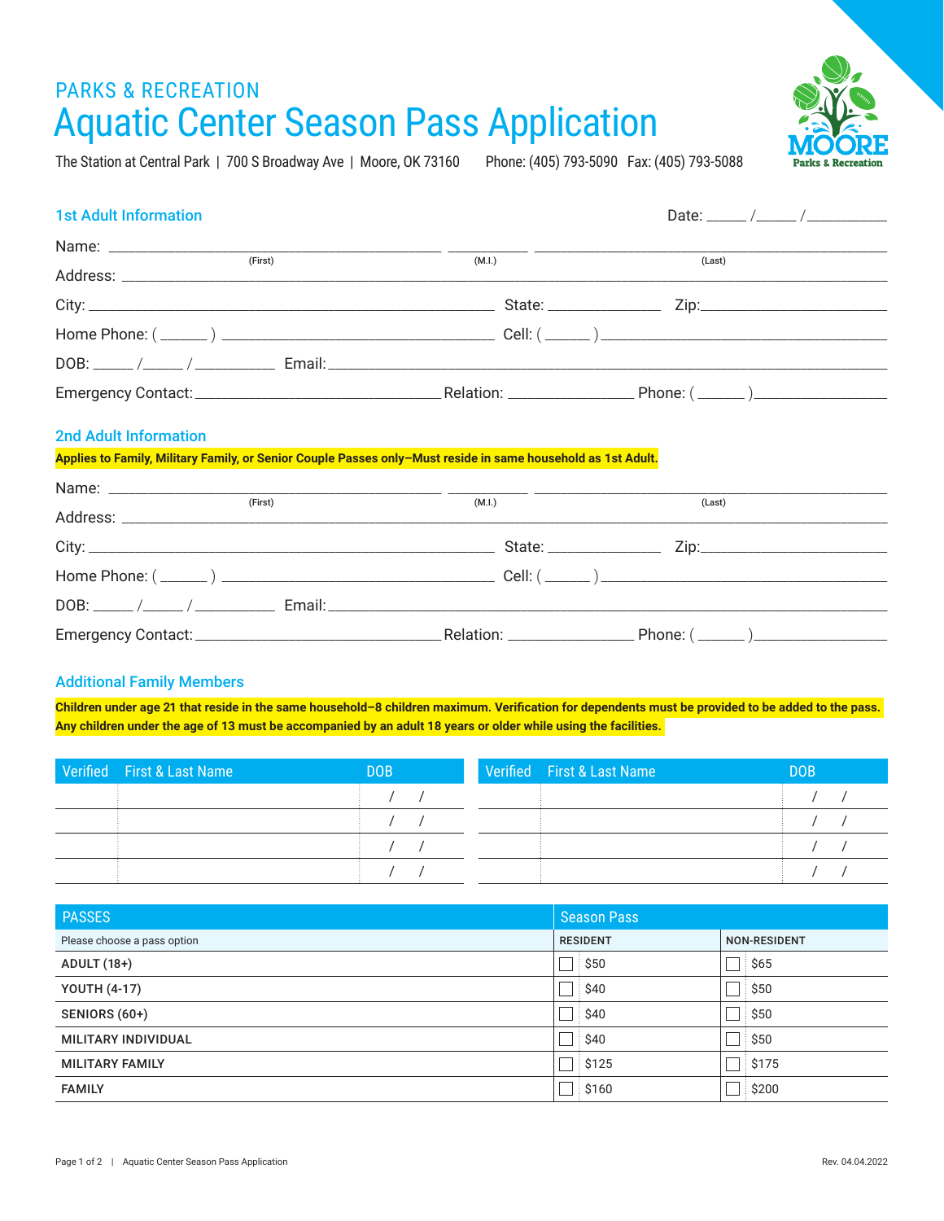PARKS & RECREATION

# Aquatic Center Season Pass Application

The Station at Central Park | 700 S Broadway Ave | Moore, OK 73160    Phone: (405) 793-5090  Fax: (405) 793-5088

MOORE Parks & Recreation

## 1st Adult Information

Date: _____ /_____ /__________

Name: ________________________ (First) ________ (M.I.) ________________________ (Last)

Address: ______________________________________________

City: ______________________ State: __________ Zip: ______________

Home Phone: ( ______ ) ____________________ Cell: ( ______ ) ____________________

DOB: _____ /_____ /__________ Email: ______________________________

Emergency Contact: ____________________ Relation: ______________ Phone: ( ______ ) ______________

## 2nd Adult Information

**Applies to Family, Military Family, or Senior Couple Passes only–Must reside in same household as 1st Adult.**

Name: ________________________ (First) ________ (M.I.) ________________________ (Last)

Address: ______________________________________________

City: ______________________ State: __________ Zip: ______________

Home Phone: ( ______ ) ____________________ Cell: ( ______ ) ____________________

DOB: _____ /_____ /__________ Email: ______________________________

Emergency Contact: ____________________ Relation: ______________ Phone: ( ______ ) ______________

## Additional Family Members

**Children under age 21 that reside in the same household–8 children maximum. Verification for dependents must be provided to be added to the pass. Any children under the age of 13 must be accompanied by an adult 18 years or older while using the facilities.**

| Verified | First & Last Name | DOB | Verified | First & Last Name | DOB |
|---|---|---|---|---|---|
| | | / / | | | / / |
| | | / / | | | / / |
| | | / / | | | / / |
| | | / / | | | / / |

| PASSES | Season Pass | |
|---|---|---|
| Please choose a pass option | RESIDENT | NON-RESIDENT |
| ADULT (18+) | ☐ $50 | ☐ $65 |
| YOUTH (4-17) | ☐ $40 | ☐ $50 |
| SENIORS (60+) | ☐ $40 | ☐ $50 |
| MILITARY INDIVIDUAL | ☐ $40 | ☐ $50 |
| MILITARY FAMILY | ☐ $125 | ☐ $175 |
| FAMILY | ☐ $160 | ☐ $200 |

Rev. 04.04.2022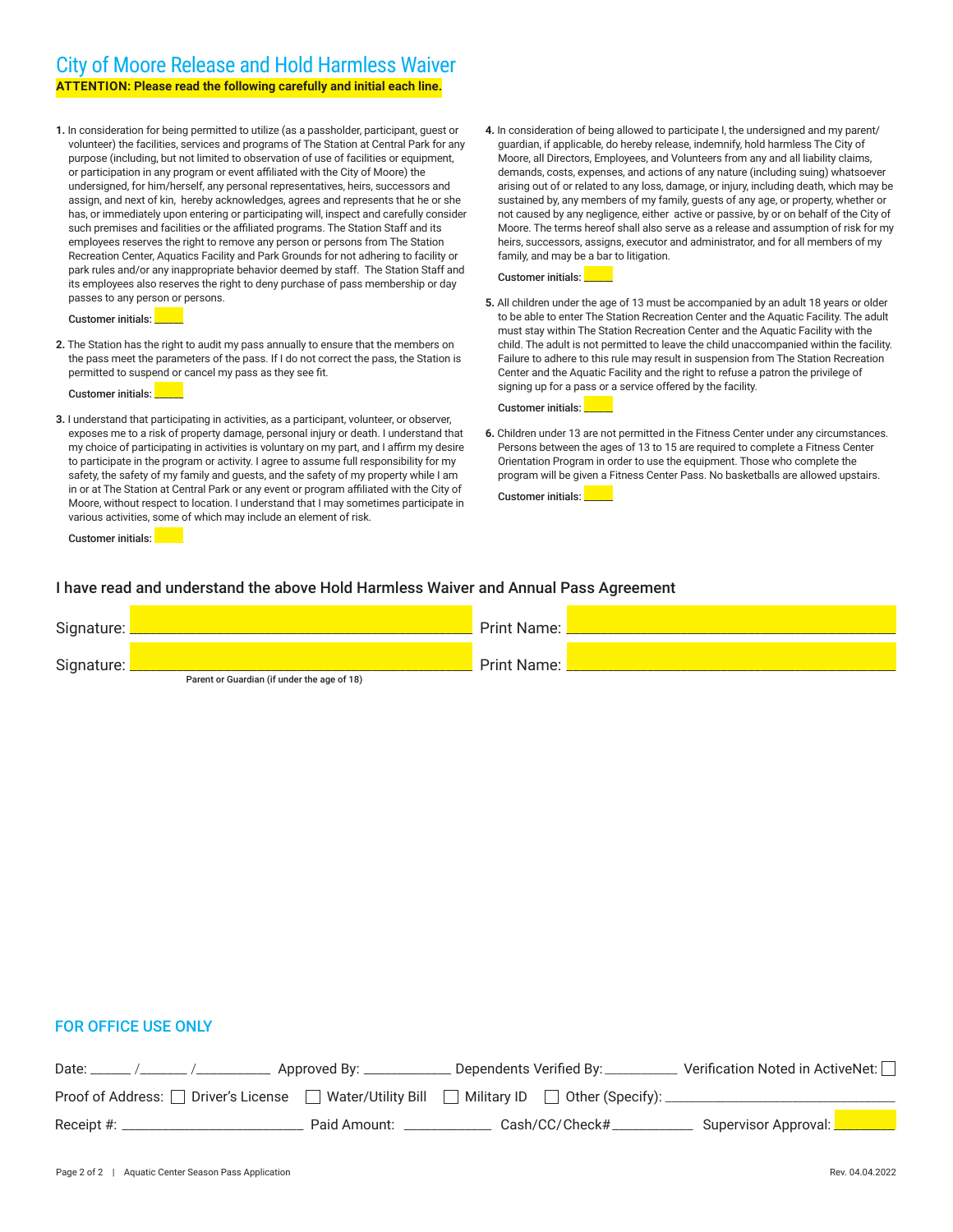# City of Moore Release and Hold Harmless Waiver

**ATTENTION: Please read the following carefully and initial each line.**

1. In consideration for being permitted to utilize (as a passholder, participant, guest or volunteer) the facilities, services and programs of The Station at Central Park for any purpose (including, but not limited to observation of use of facilities or equipment, or participation in any program or event affiliated with the City of Moore) the undersigned, for him/herself, any personal representatives, heirs, successors and assign, and next of kin, hereby acknowledges, agrees and represents that he or she has, or immediately upon entering or participating will, inspect and carefully consider such premises and facilities or the affiliated programs. The Station Staff and its employees reserves the right to remove any person or persons from The Station Recreation Center, Aquatics Facility and Park Grounds for not adhering to facility or park rules and/or any inappropriate behavior deemed by staff. The Station Staff and its employees also reserves the right to deny purchase of pass membership or day passes to any person or persons.

   Customer initials: ______

2. The Station has the right to audit my pass annually to ensure that the members on the pass meet the parameters of the pass. If I do not correct the pass, the Station is permitted to suspend or cancel my pass as they see fit.

   Customer initials: ______

3. I understand that participating in activities, as a participant, volunteer, or observer, exposes me to a risk of property damage, personal injury or death. I understand that my choice of participating in activities is voluntary on my part, and I affirm my desire to participate in the program or activity. I agree to assume full responsibility for my safety, the safety of my family and guests, and the safety of my property while I am in or at The Station at Central Park or any event or program affiliated with the City of Moore, without respect to location. I understand that I may sometimes participate in various activities, some of which may include an element of risk.

   Customer initials: ______

4. In consideration of being allowed to participate I, the undersigned and my parent/guardian, if applicable, do hereby release, indemnify, hold harmless The City of Moore, all Directors, Employees, and Volunteers from any and all liability claims, demands, costs, expenses, and actions of any nature (including suing) whatsoever arising out of or related to any loss, damage, or injury, including death, which may be sustained by, any members of my family, guests of any age, or property, whether or not caused by any negligence, either active or passive, by or on behalf of the City of Moore. The terms hereof shall also serve as a release and assumption of risk for my heirs, successors, assigns, executor and administrator, and for all members of my family, and may be a bar to litigation.

   Customer initials: ______

5. All children under the age of 13 must be accompanied by an adult 18 years or older to be able to enter The Station Recreation Center and the Aquatic Facility. The adult must stay within The Station Recreation Center and the Aquatic Facility with the child. The adult is not permitted to leave the child unaccompanied within the facility. Failure to adhere to this rule may result in suspension from The Station Recreation Center and the Aquatic Facility and the right to refuse a patron the privilege of signing up for a pass or a service offered by the facility.

   Customer initials: ______

6. Children under 13 are not permitted in the Fitness Center under any circumstances. Persons between the ages of 13 to 15 are required to complete a Fitness Center Orientation Program in order to use the equipment. Those who complete the program will be given a Fitness Center Pass. No basketballs are allowed upstairs.

   Customer initials: ______

## I have read and understand the above Hold Harmless Waiver and Annual Pass Agreement

Signature: ______________________________ Print Name: ______________________________

Signature: ______________________________ Print Name: ______________________________
Parent or Guardian (if under the age of 18)

## FOR OFFICE USE ONLY

Date: ______ /_______ /__________ Approved By: ____________ Dependents Verified By: __________ Verification Noted in ActiveNet: ☐

Proof of Address: ☐ Driver's License ☐ Water/Utility Bill ☐ Military ID ☐ Other (Specify): ______________________________

Receipt #: _________________________ Paid Amount: ____________ Cash/CC/Check# ___________ Supervisor Approval: ________

Aquatic Center Season Pass Application

Rev. 04.04.2022